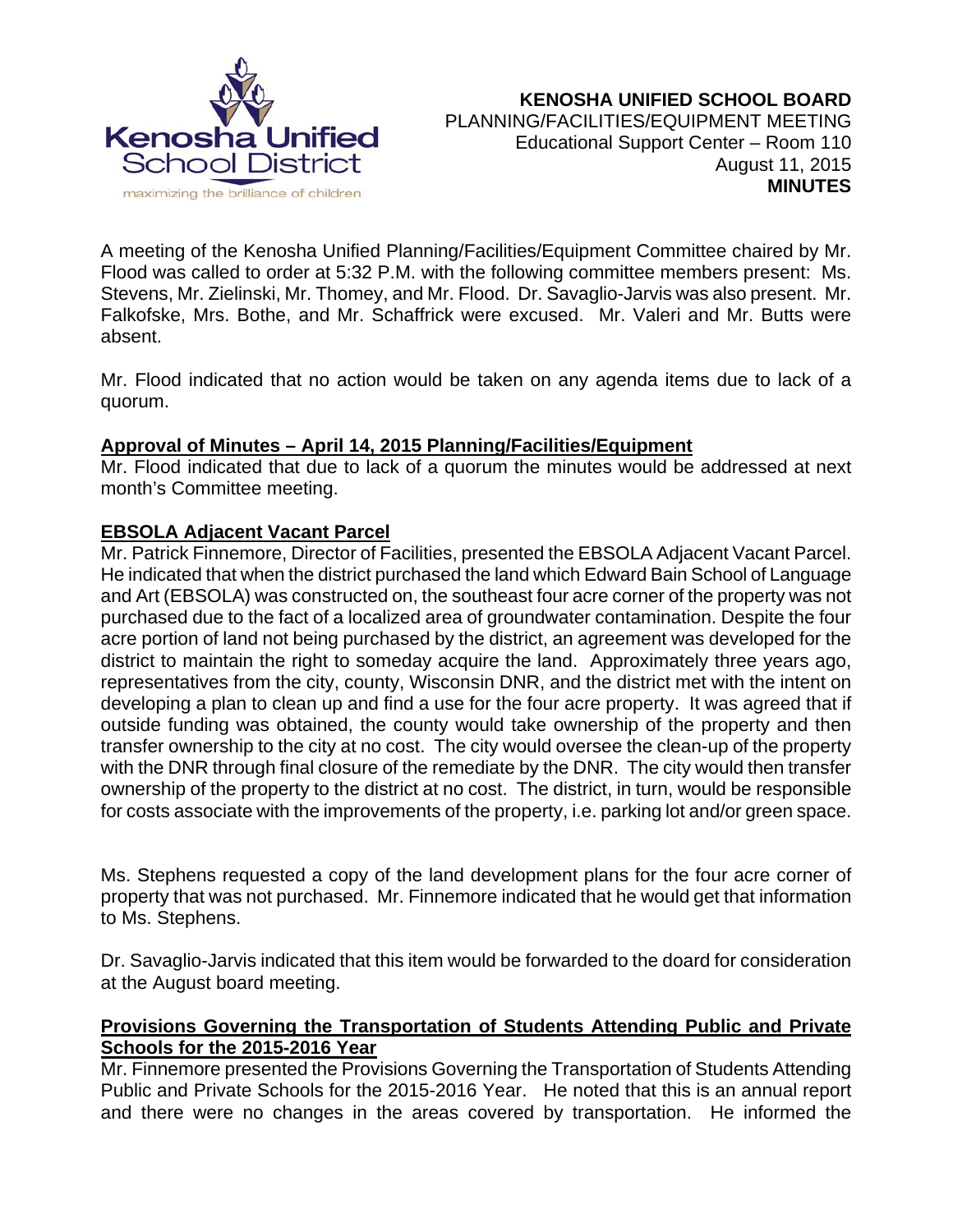**KENOSHA UNIFIED SCHOOL BOARD**
PLANNING/FACILITIES/EQUIPMENT MEETING
Educational Support Center – Room 110
August 11, 2015
**MINUTES**

A meeting of the Kenosha Unified Planning/Facilities/Equipment Committee chaired by Mr. Flood was called to order at 5:32 P.M. with the following committee members present: Ms. Stevens, Mr. Zielinski, Mr. Thomey, and Mr. Flood. Dr. Savaglio-Jarvis was also present. Mr. Falkofske, Mrs. Bothe, and Mr. Schaffrick were excused. Mr. Valeri and Mr. Butts were absent.

Mr. Flood indicated that no action would be taken on any agenda items due to lack of a quorum.

**Approval of Minutes – April 14, 2015 Planning/Facilities/Equipment**

Mr. Flood indicated that due to lack of a quorum the minutes would be addressed at next month's Committee meeting.

**EBSOLA Adjacent Vacant Parcel**

Mr. Patrick Finnemore, Director of Facilities, presented the EBSOLA Adjacent Vacant Parcel. He indicated that when the district purchased the land which Edward Bain School of Language and Art (EBSOLA) was constructed on, the southeast four acre corner of the property was not purchased due to the fact of a localized area of groundwater contamination. Despite the four acre portion of land not being purchased by the district, an agreement was developed for the district to maintain the right to someday acquire the land. Approximately three years ago, representatives from the city, county, Wisconsin DNR, and the district met with the intent on developing a plan to clean up and find a use for the four acre property. It was agreed that if outside funding was obtained, the county would take ownership of the property and then transfer ownership to the city at no cost. The city would oversee the clean-up of the property with the DNR through final closure of the remediate by the DNR. The city would then transfer ownership of the property to the district at no cost. The district, in turn, would be responsible for costs associate with the improvements of the property, i.e. parking lot and/or green space.

Ms. Stephens requested a copy of the land development plans for the four acre corner of property that was not purchased. Mr. Finnemore indicated that he would get that information to Ms. Stephens.

Dr. Savaglio-Jarvis indicated that this item would be forwarded to the doard for consideration at the August board meeting.

**Provisions Governing the Transportation of Students Attending Public and Private Schools for the 2015-2016 Year**

Mr. Finnemore presented the Provisions Governing the Transportation of Students Attending Public and Private Schools for the 2015-2016 Year. He noted that this is an annual report and there were no changes in the areas covered by transportation. He informed the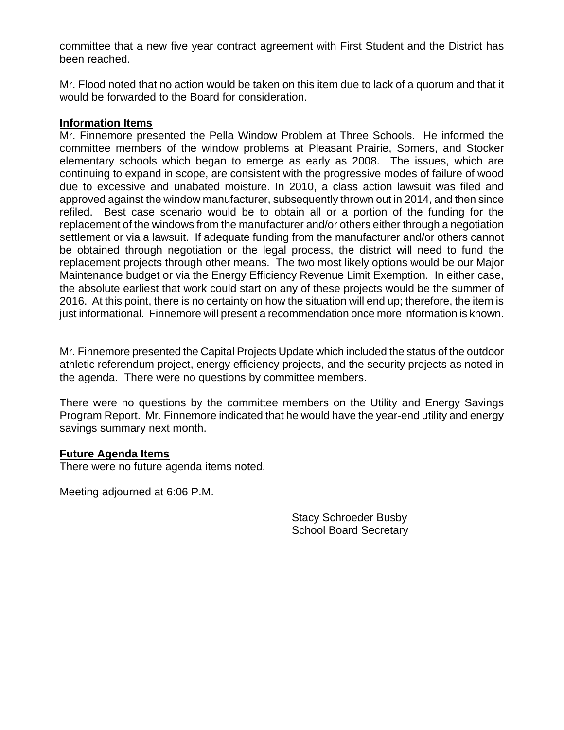committee that a new five year contract agreement with First Student and the District has been reached.

Mr. Flood noted that no action would be taken on this item due to lack of a quorum and that it would be forwarded to the Board for consideration.

**Information Items**

Mr. Finnemore presented the Pella Window Problem at Three Schools. He informed the committee members of the window problems at Pleasant Prairie, Somers, and Stocker elementary schools which began to emerge as early as 2008. The issues, which are continuing to expand in scope, are consistent with the progressive modes of failure of wood due to excessive and unabated moisture. In 2010, a class action lawsuit was filed and approved against the window manufacturer, subsequently thrown out in 2014, and then since refiled. Best case scenario would be to obtain all or a portion of the funding for the replacement of the windows from the manufacturer and/or others either through a negotiation settlement or via a lawsuit. If adequate funding from the manufacturer and/or others cannot be obtained through negotiation or the legal process, the district will need to fund the replacement projects through other means. The two most likely options would be our Major Maintenance budget or via the Energy Efficiency Revenue Limit Exemption. In either case, the absolute earliest that work could start on any of these projects would be the summer of 2016. At this point, there is no certainty on how the situation will end up; therefore, the item is just informational. Finnemore will present a recommendation once more information is known.

Mr. Finnemore presented the Capital Projects Update which included the status of the outdoor athletic referendum project, energy efficiency projects, and the security projects as noted in the agenda. There were no questions by committee members.

There were no questions by the committee members on the Utility and Energy Savings Program Report. Mr. Finnemore indicated that he would have the year-end utility and energy savings summary next month.

**Future Agenda Items**

There were no future agenda items noted.

Meeting adjourned at 6:06 P.M.

Stacy Schroeder Busby
School Board Secretary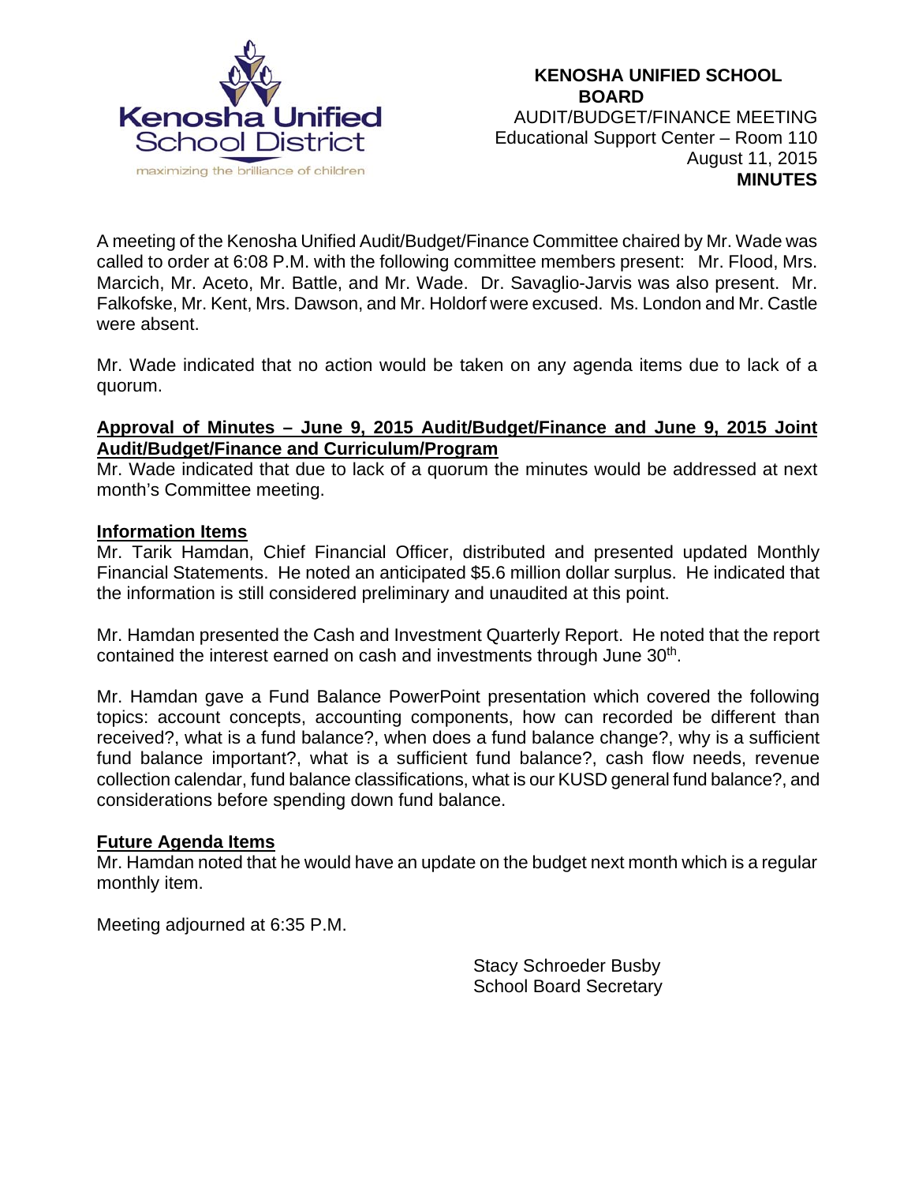Kenosha Unified School District

maximizing the brilliance of children

**KENOSHA UNIFIED SCHOOL BOARD**
AUDIT/BUDGET/FINANCE MEETING
Educational Support Center – Room 110
August 11, 2015
**MINUTES**

A meeting of the Kenosha Unified Audit/Budget/Finance Committee chaired by Mr. Wade was called to order at 6:08 P.M. with the following committee members present: Mr. Flood, Mrs. Marcich, Mr. Aceto, Mr. Battle, and Mr. Wade. Dr. Savaglio-Jarvis was also present. Mr. Falkofske, Mr. Kent, Mrs. Dawson, and Mr. Holdorf were excused. Ms. London and Mr. Castle were absent.

Mr. Wade indicated that no action would be taken on any agenda items due to lack of a quorum.

**Approval of Minutes – June 9, 2015 Audit/Budget/Finance and June 9, 2015 Joint Audit/Budget/Finance and Curriculum/Program**

Mr. Wade indicated that due to lack of a quorum the minutes would be addressed at next month's Committee meeting.

**Information Items**

Mr. Tarik Hamdan, Chief Financial Officer, distributed and presented updated Monthly Financial Statements. He noted an anticipated $5.6 million dollar surplus. He indicated that the information is still considered preliminary and unaudited at this point.

Mr. Hamdan presented the Cash and Investment Quarterly Report. He noted that the report contained the interest earned on cash and investments through June 30th.

Mr. Hamdan gave a Fund Balance PowerPoint presentation which covered the following topics: account concepts, accounting components, how can recorded be different than received?, what is a fund balance?, when does a fund balance change?, why is a sufficient fund balance important?, what is a sufficient fund balance?, cash flow needs, revenue collection calendar, fund balance classifications, what is our KUSD general fund balance?, and considerations before spending down fund balance.

**Future Agenda Items**

Mr. Hamdan noted that he would have an update on the budget next month which is a regular monthly item.

Meeting adjourned at 6:35 P.M.

Stacy Schroeder Busby
School Board Secretary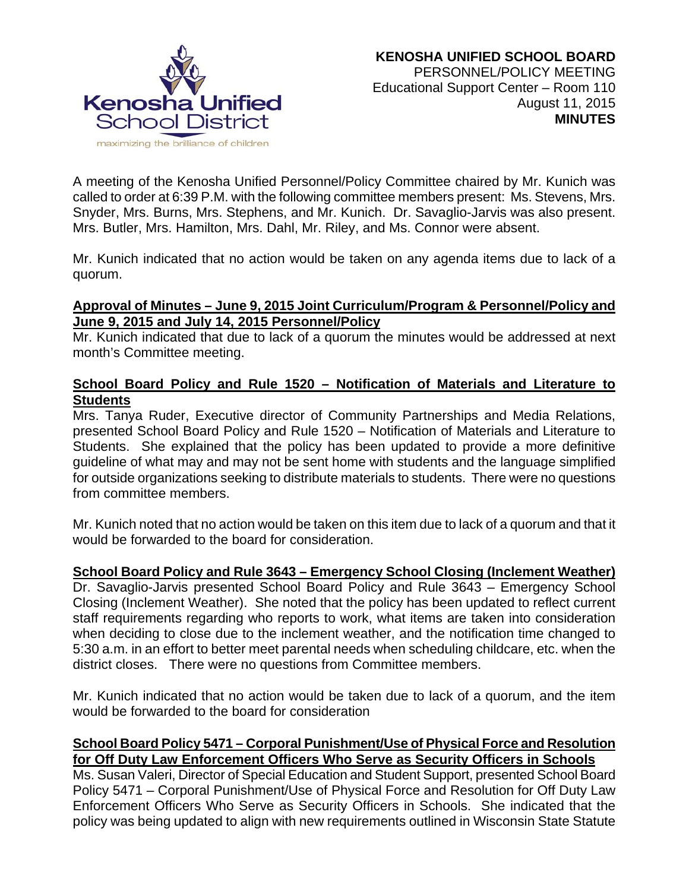**KENOSHA UNIFIED SCHOOL BOARD**
PERSONNEL/POLICY MEETING
Educational Support Center – Room 110
August 11, 2015
**MINUTES**

A meeting of the Kenosha Unified Personnel/Policy Committee chaired by Mr. Kunich was called to order at 6:39 P.M. with the following committee members present: Ms. Stevens, Mrs. Snyder, Mrs. Burns, Mrs. Stephens, and Mr. Kunich. Dr. Savaglio-Jarvis was also present. Mrs. Butler, Mrs. Hamilton, Mrs. Dahl, Mr. Riley, and Ms. Connor were absent.

Mr. Kunich indicated that no action would be taken on any agenda items due to lack of a quorum.

**Approval of Minutes – June 9, 2015 Joint Curriculum/Program & Personnel/Policy and June 9, 2015 and July 14, 2015 Personnel/Policy**

Mr. Kunich indicated that due to lack of a quorum the minutes would be addressed at next month's Committee meeting.

**School Board Policy and Rule 1520 – Notification of Materials and Literature to Students**

Mrs. Tanya Ruder, Executive director of Community Partnerships and Media Relations, presented School Board Policy and Rule 1520 – Notification of Materials and Literature to Students. She explained that the policy has been updated to provide a more definitive guideline of what may and may not be sent home with students and the language simplified for outside organizations seeking to distribute materials to students. There were no questions from committee members.

Mr. Kunich noted that no action would be taken on this item due to lack of a quorum and that it would be forwarded to the board for consideration.

**School Board Policy and Rule 3643 – Emergency School Closing (Inclement Weather)**

Dr. Savaglio-Jarvis presented School Board Policy and Rule 3643 – Emergency School Closing (Inclement Weather). She noted that the policy has been updated to reflect current staff requirements regarding who reports to work, what items are taken into consideration when deciding to close due to the inclement weather, and the notification time changed to 5:30 a.m. in an effort to better meet parental needs when scheduling childcare, etc. when the district closes. There were no questions from Committee members.

Mr. Kunich indicated that no action would be taken due to lack of a quorum, and the item would be forwarded to the board for consideration

**School Board Policy 5471 – Corporal Punishment/Use of Physical Force and Resolution for Off Duty Law Enforcement Officers Who Serve as Security Officers in Schools**

Ms. Susan Valeri, Director of Special Education and Student Support, presented School Board Policy 5471 – Corporal Punishment/Use of Physical Force and Resolution for Off Duty Law Enforcement Officers Who Serve as Security Officers in Schools. She indicated that the policy was being updated to align with new requirements outlined in Wisconsin State Statute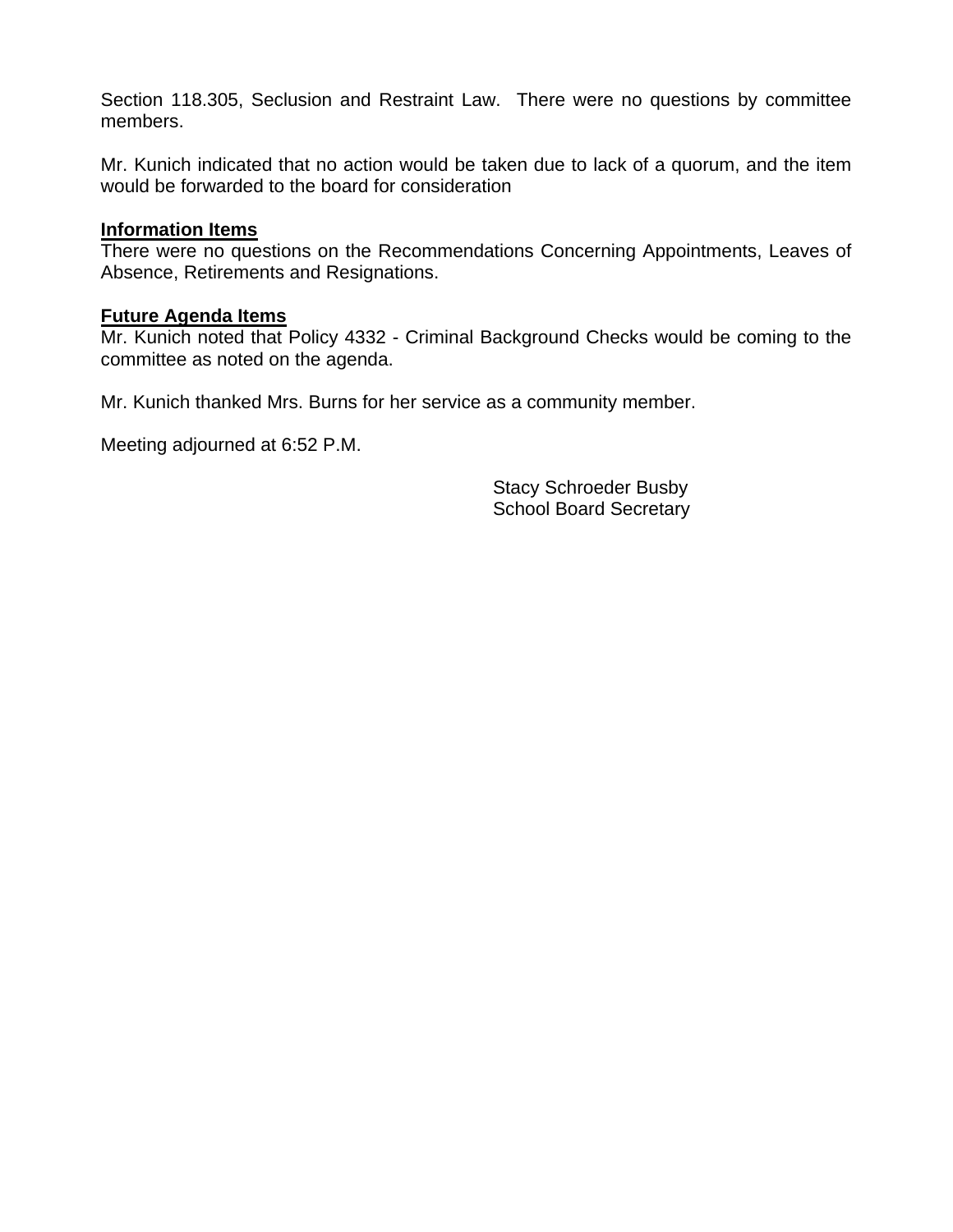Section 118.305, Seclusion and Restraint Law.  There were no questions by committee members.

Mr. Kunich indicated that no action would be taken due to lack of a quorum, and the item would be forwarded to the board for consideration

**Information Items**

There were no questions on the Recommendations Concerning Appointments, Leaves of Absence, Retirements and Resignations.

**Future Agenda Items**

Mr. Kunich noted that Policy 4332 - Criminal Background Checks would be coming to the committee as noted on the agenda.

Mr. Kunich thanked Mrs. Burns for her service as a community member.

Meeting adjourned at 6:52 P.M.

Stacy Schroeder Busby
School Board Secretary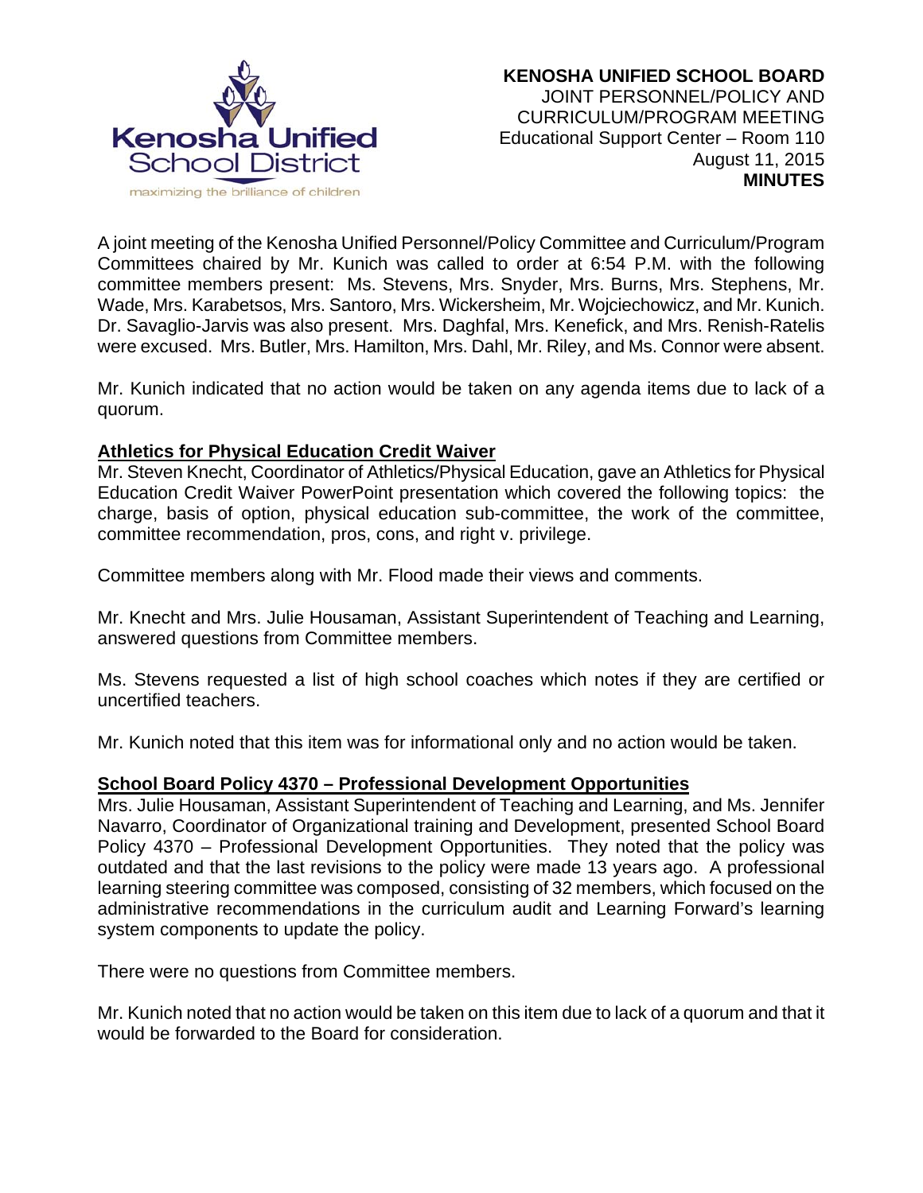**KENOSHA UNIFIED SCHOOL BOARD**
JOINT PERSONNEL/POLICY AND
CURRICULUM/PROGRAM MEETING
Educational Support Center – Room 110
August 11, 2015
**MINUTES**

A joint meeting of the Kenosha Unified Personnel/Policy Committee and Curriculum/Program Committees chaired by Mr. Kunich was called to order at 6:54 P.M. with the following committee members present: Ms. Stevens, Mrs. Snyder, Mrs. Burns, Mrs. Stephens, Mr. Wade, Mrs. Karabetsos, Mrs. Santoro, Mrs. Wickersheim, Mr. Wojciechowicz, and Mr. Kunich. Dr. Savaglio-Jarvis was also present. Mrs. Daghfal, Mrs. Kenefick, and Mrs. Renish-Ratelis were excused. Mrs. Butler, Mrs. Hamilton, Mrs. Dahl, Mr. Riley, and Ms. Connor were absent.

Mr. Kunich indicated that no action would be taken on any agenda items due to lack of a quorum.

**Athletics for Physical Education Credit Waiver**

Mr. Steven Knecht, Coordinator of Athletics/Physical Education, gave an Athletics for Physical Education Credit Waiver PowerPoint presentation which covered the following topics: the charge, basis of option, physical education sub-committee, the work of the committee, committee recommendation, pros, cons, and right v. privilege.

Committee members along with Mr. Flood made their views and comments.

Mr. Knecht and Mrs. Julie Housaman, Assistant Superintendent of Teaching and Learning, answered questions from Committee members.

Ms. Stevens requested a list of high school coaches which notes if they are certified or uncertified teachers.

Mr. Kunich noted that this item was for informational only and no action would be taken.

**School Board Policy 4370 – Professional Development Opportunities**

Mrs. Julie Housaman, Assistant Superintendent of Teaching and Learning, and Ms. Jennifer Navarro, Coordinator of Organizational training and Development, presented School Board Policy 4370 – Professional Development Opportunities. They noted that the policy was outdated and that the last revisions to the policy were made 13 years ago. A professional learning steering committee was composed, consisting of 32 members, which focused on the administrative recommendations in the curriculum audit and Learning Forward's learning system components to update the policy.

There were no questions from Committee members.

Mr. Kunich noted that no action would be taken on this item due to lack of a quorum and that it would be forwarded to the Board for consideration.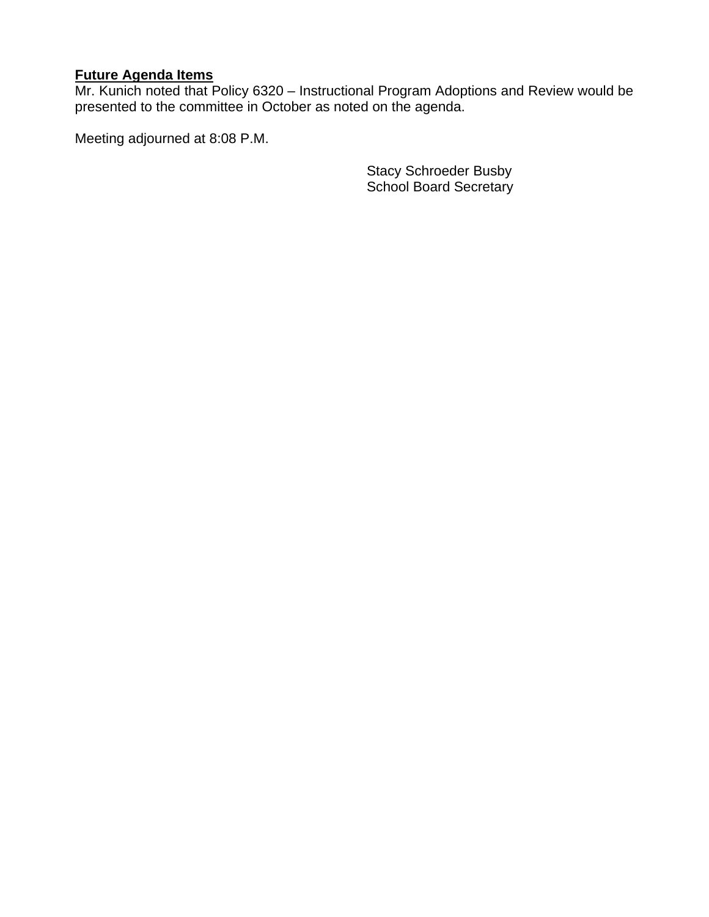**Future Agenda Items**

Mr. Kunich noted that Policy 6320 – Instructional Program Adoptions and Review would be presented to the committee in October as noted on the agenda.

Meeting adjourned at 8:08 P.M.

Stacy Schroeder Busby
School Board Secretary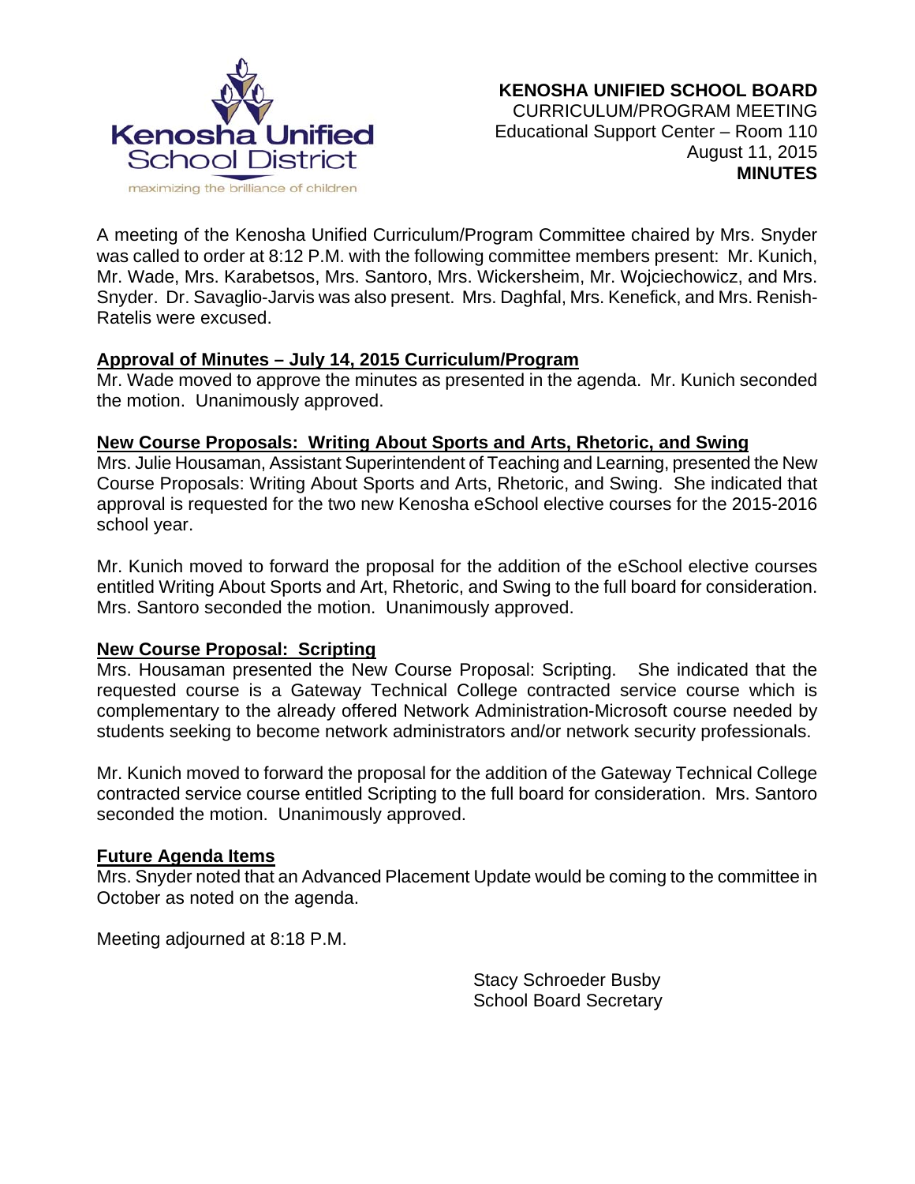Kenosha Unified School District

maximizing the brilliance of children

**KENOSHA UNIFIED SCHOOL BOARD**
CURRICULUM/PROGRAM MEETING
Educational Support Center – Room 110
August 11, 2015
**MINUTES**

A meeting of the Kenosha Unified Curriculum/Program Committee chaired by Mrs. Snyder was called to order at 8:12 P.M. with the following committee members present: Mr. Kunich, Mr. Wade, Mrs. Karabetsos, Mrs. Santoro, Mrs. Wickersheim, Mr. Wojciechowicz, and Mrs. Snyder. Dr. Savaglio-Jarvis was also present. Mrs. Daghfal, Mrs. Kenefick, and Mrs. Renish-Ratelis were excused.

**Approval of Minutes – July 14, 2015 Curriculum/Program**

Mr. Wade moved to approve the minutes as presented in the agenda. Mr. Kunich seconded the motion. Unanimously approved.

**New Course Proposals: Writing About Sports and Arts, Rhetoric, and Swing**

Mrs. Julie Housaman, Assistant Superintendent of Teaching and Learning, presented the New Course Proposals: Writing About Sports and Arts, Rhetoric, and Swing. She indicated that approval is requested for the two new Kenosha eSchool elective courses for the 2015-2016 school year.

Mr. Kunich moved to forward the proposal for the addition of the eSchool elective courses entitled Writing About Sports and Art, Rhetoric, and Swing to the full board for consideration. Mrs. Santoro seconded the motion. Unanimously approved.

**New Course Proposal: Scripting**

Mrs. Housaman presented the New Course Proposal: Scripting. She indicated that the requested course is a Gateway Technical College contracted service course which is complementary to the already offered Network Administration-Microsoft course needed by students seeking to become network administrators and/or network security professionals.

Mr. Kunich moved to forward the proposal for the addition of the Gateway Technical College contracted service course entitled Scripting to the full board for consideration. Mrs. Santoro seconded the motion. Unanimously approved.

**Future Agenda Items**

Mrs. Snyder noted that an Advanced Placement Update would be coming to the committee in October as noted on the agenda.

Meeting adjourned at 8:18 P.M.

Stacy Schroeder Busby
School Board Secretary